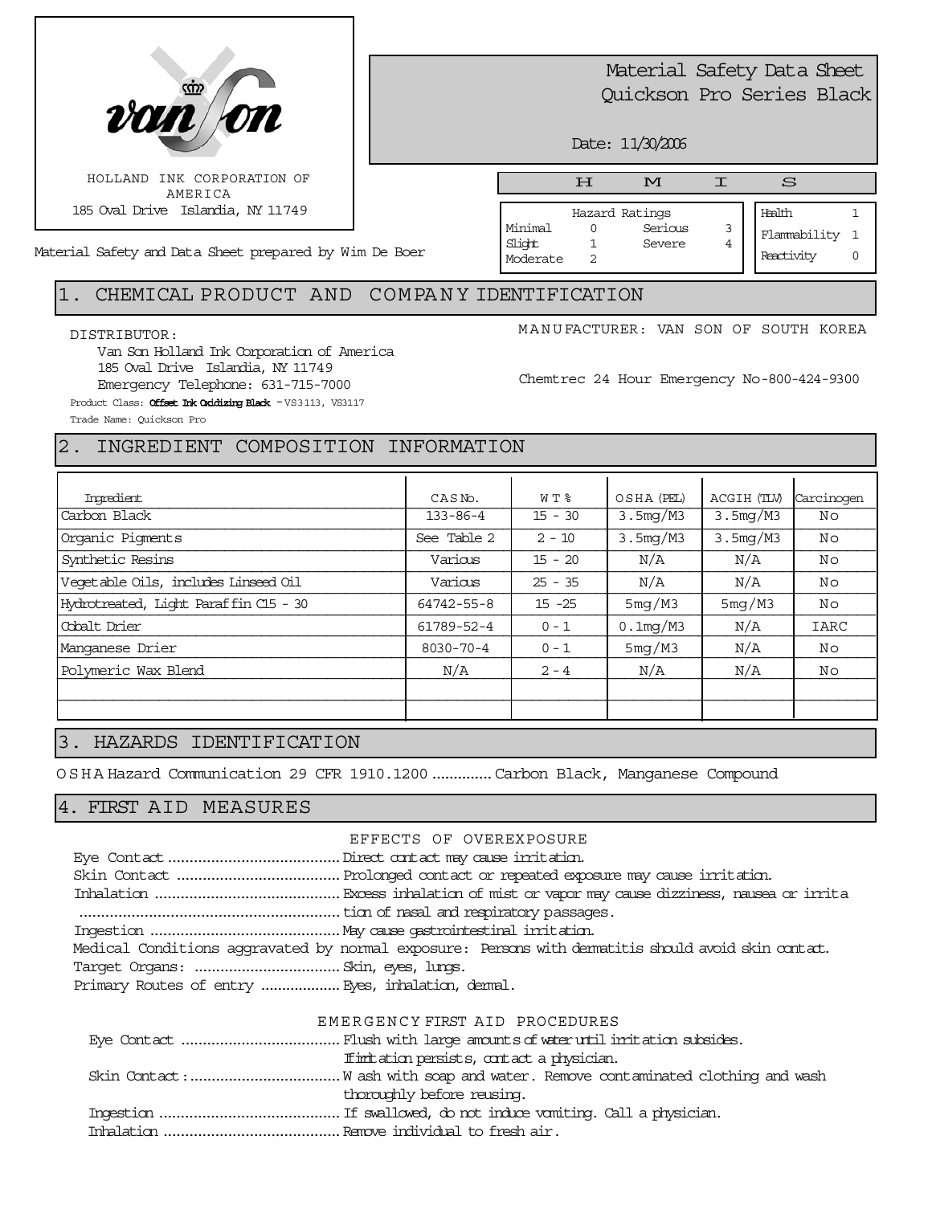van son

HOLLAND INK CORPORATION OF AMERICA
185 Oval Drive Islandia, NY 11749

Material Safety and Data Sheet prepared by Wim De Boer

# Material Safety Data Sheet
# Quickson Pro Series Black

Date: 11/30/2006

**H M I S**

| Hazard Ratings | | | |
|---|---|---|---|
| Minimal | 0 | Serious | 3 |
| Slight | 1 | Severe | 4 |
| Moderate | 2 | | |

| | |
|---|---|
| Health | 1 |
| Flammability | 1 |
| Reactivity | 0 |

## 1. CHEMICAL PRODUCT AND COMPANY IDENTIFICATION

DISTRIBUTOR:
Van Son Holland Ink Corporation of America
185 Oval Drive Islandia, NY 11749
Emergency Telephone: 631-715-7000

MANUFACTURER: VAN SON OF SOUTH KOREA

Chemtrec 24 Hour Emergency No-800-424-9300

Product Class: **Offset Ink Oxidizing Black** - VS3113, VS3117
Trade Name: Quickson Pro

## 2. INGREDIENT COMPOSITION INFORMATION

| Ingredient | CAS No. | WT % | OSHA (PEL) | ACGIH (TLV) | Carcinogen |
|---|---|---|---|---|---|
| Carbon Black | 133-86-4 | 15 - 30 | 3.5mg/M3 | 3.5mg/M3 | No |
| Organic Pigments | See Table 2 | 2 - 10 | 3.5mg/M3 | 3.5mg/M3 | No |
| Synthetic Resins | Various | 15 - 20 | N/A | N/A | No |
| Vegetable Oils, includes Linseed Oil | Various | 25 - 35 | N/A | N/A | No |
| Hydrotreated, Light Paraffin C15 - 30 | 64742-55-8 | 15 -25 | 5mg/M3 | 5mg/M3 | No |
| Cobalt Drier | 61789-52-4 | 0 - 1 | 0.1mg/M3 | N/A | IARC |
| Manganese Drier | 8030-70-4 | 0 - 1 | 5mg/M3 | N/A | No |
| Polymeric Wax Blend | N/A | 2 - 4 | N/A | N/A | No |
| | | | | | |
| | | | | | |

## 3. HAZARDS IDENTIFICATION

OSHA Hazard Communication 29 CFR 1910.1200 ............. Carbon Black, Manganese Compound

## 4. FIRST AID MEASURES

### EFFECTS OF OVEREXPOSURE

Eye Contact ........................................ Direct contact may cause irritation.
Skin Contact ...................................... Prolonged contact or repeated exposure may cause irritation.
Inhalation ........................................... Excess inhalation of mist or vapor may cause dizziness, nausea or irritation of nasal and respiratory passages.
Ingestion ............................................ May cause gastrointestinal irritation.
Medical Conditions aggravated by normal exposure: Persons with dermatitis should avoid skin contact.
Target Organs: ................................. Skin, eyes, lungs.
Primary Routes of entry .................. Eyes, inhalation, dermal.

### EMERGENCY FIRST AID PROCEDURES

Eye Contact .................................... Flush with large amounts of water until irritation subsides. If irritation persists, contact a physician.
Skin Contact: .................................. Wash with soap and water. Remove contaminated clothing and wash thoroughly before reusing.
Ingestion .......................................... If swallowed, do not induce vomiting. Call a physician.
Inhalation ......................................... Remove individual to fresh air.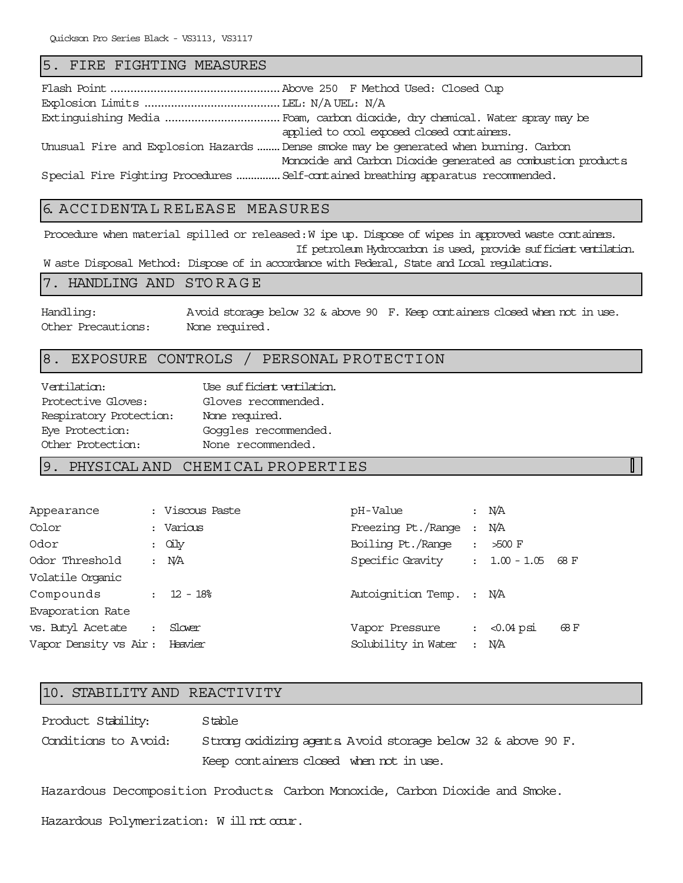## 5. FIRE FIGHTING MEASURES

Flash Point .................................................. Above 250 F Method Used: Closed Cup
Explosion Limits .......................................... LEL: N/A UEL: N/A
Extinguishing Media .................................... Foam, carbon dioxide, dry chemical. Water spray may be applied to cool exposed closed containers.
Unusual Fire and Explosion Hazards ........ Dense smoke may be generated when burning. Carbon Monoxide and Carbon Dioxide generated as combustion products
Special Fire Fighting Procedures ............... Self-contained breathing apparatus recommended.

## 6. ACCIDENTAL RELEASE MEASURES

Procedure when material spilled or released: Wipe up. Dispose of wipes in approved waste containers. If petroleum Hydrocarbon is used, provide sufficient ventilation.
Waste Disposal Method: Dispose of in accordance with Federal, State and Local regulations.

## 7. HANDLING AND STORAGE

Handling: Avoid storage below 32 & above 90 F. Keep containers closed when not in use.
Other Precautions: None required.

## 8. EXPOSURE CONTROLS / PERSONAL PROTECTION

Ventilation: Use sufficient ventilation.
Protective Gloves: Gloves recommended.
Respiratory Protection: None required.
Eye Protection: Goggles recommended.
Other Protection: None recommended.

## 9. PHYSICAL AND CHEMICAL PROPERTIES

| | | | |
|---|---|---|---|
| Appearance | : Viscous Paste | pH-Value | : N/A |
| Color | : Various | Freezing Pt./Range | : N/A |
| Odor | : Oily | Boiling Pt./Range | : >500 F |
| Odor Threshold | : N/A | Specific Gravity | : 1.00 - 1.05 68 F |
| Volatile Organic Compounds | : 12 - 18% | Autoignition Temp. | : N/A |
| Evaporation Rate vs. Butyl Acetate | : Slower | Vapor Pressure | : <0.04 psi 68 F |
| Vapor Density vs Air | : Heavier | Solubility in Water | : N/A |

## 10. STABILITY AND REACTIVITY

Product Stability: Stable
Conditions to Avoid: Strong oxidizing agents. Avoid storage below 32 & above 90 F. Keep containers closed when not in use.

Hazardous Decomposition Products: Carbon Monoxide, Carbon Dioxide and Smoke.

Hazardous Polymerization: Will not occur.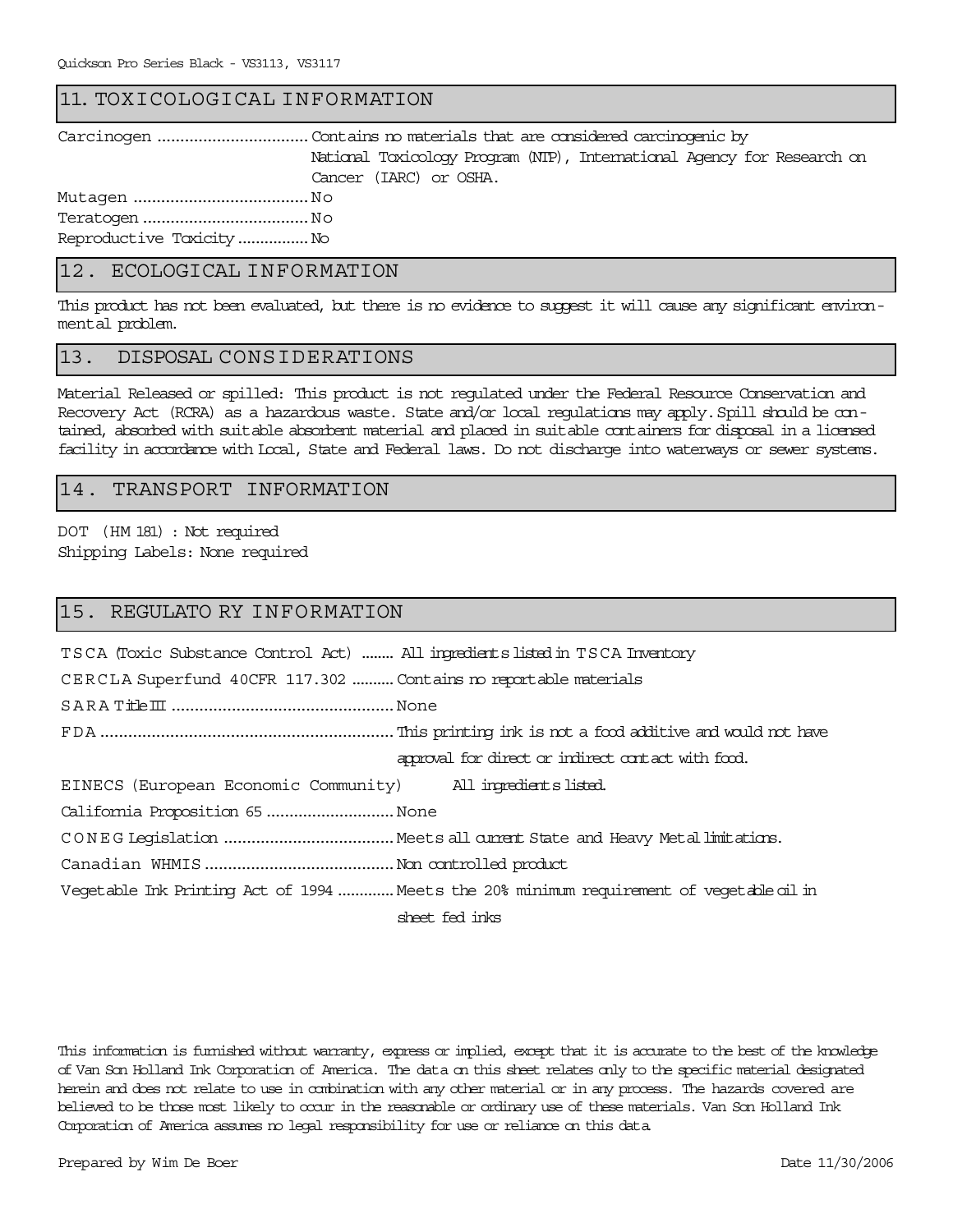## 11. TOXICOLOGICAL INFORMATION

Carcinogen ................................ Contains no materials that are considered carcinogenic by National Toxicology Program (NTP), International Agency for Research on Cancer (IARC) or OSHA.

Mutagen ...................................... No

Teratogen .................................... No

Reproductive Toxicity ................ No

## 12. ECOLOGICAL INFORMATION

This product has not been evaluated, but there is no evidence to suggest it will cause any significant environmental problem.

## 13. DISPOSAL CONSIDERATIONS

Material Released or spilled: This product is not regulated under the Federal Resource Conservation and Recovery Act (RCRA) as a hazardous waste. State and/or local regulations may apply. Spill should be contained, absorbed with suitable absorbent material and placed in suitable containers for disposal in a licensed facility in accordance with Local, State and Federal laws. Do not discharge into waterways or sewer systems.

## 14. TRANSPORT INFORMATION

DOT (HM 181) : Not required

Shipping Labels: None required

## 15. REGULATORY INFORMATION

TSCA (Toxic Substance Control Act) ........ All ingredients listed in TSCA Inventory

CERCLA Superfund 40CFR 117.302 .......... Contains no reportable materials

SARA Title III ................................................ None

FDA ............................................................... This printing ink is not a food additive and would not have approval for direct or indirect contact with food.

EINECS (European Economic Community) All ingredients listed.

California Proposition 65 ........................... None

CONEG Legislation .................................... Meets all current State and Heavy Metal limitations.

Canadian WHMIS ......................................... Non controlled product

Vegetable Ink Printing Act of 1994 ............ Meets the 20% minimum requirement of vegetable oil in sheet fed inks

This information is furnished without warranty, express or implied, except that it is accurate to the best of the knowledge of Van Son Holland Ink Corporation of America. The data on this sheet relates only to the specific material designated herein and does not relate to use in combination with any other material or in any process. The hazards covered are believed to be those most likely to occur in the reasonable or ordinary use of these materials. Van Son Holland Ink Corporation of America assumes no legal responsibility for use or reliance on this data.

Prepared by Wim De Boer

Date 11/30/2006